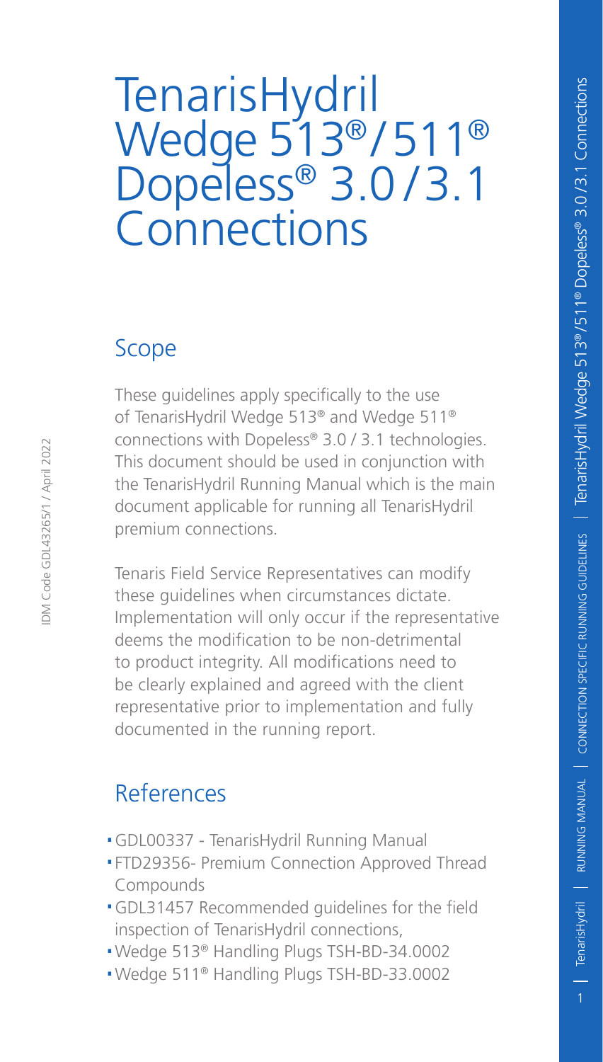# TenarisHydril Wedge 513®/511® Dopeless® 3.0/3.1 Connections

## Scope

These guidelines apply specifically to the use of TenarisHydril Wedge 513® and Wedge 511® connections with Dopeless® 3.0 / 3.1 technologies. This document should be used in conjunction with the TenarisHydril Running Manual which is the main document applicable for running all TenarisHydril premium connections.

Tenaris Field Service Representatives can modify these guidelines when circumstances dictate. Implementation will only occur if the representative deems the modification to be non-detrimental to product integrity. All modifications need to be clearly explained and agreed with the client representative prior to implementation and fully documented in the running report.

## References

- GDL00337 - TenarisHydril Running Manual
- FTD29356- Premium Connection Approved Thread Compounds
- GDL31457 Recommended guidelines for the field inspection of TenarisHydril connections,
- Wedge 513® Handling Plugs TSH-BD-34.0002
- Wedge 511® Handling Plugs TSH-BD-33.0002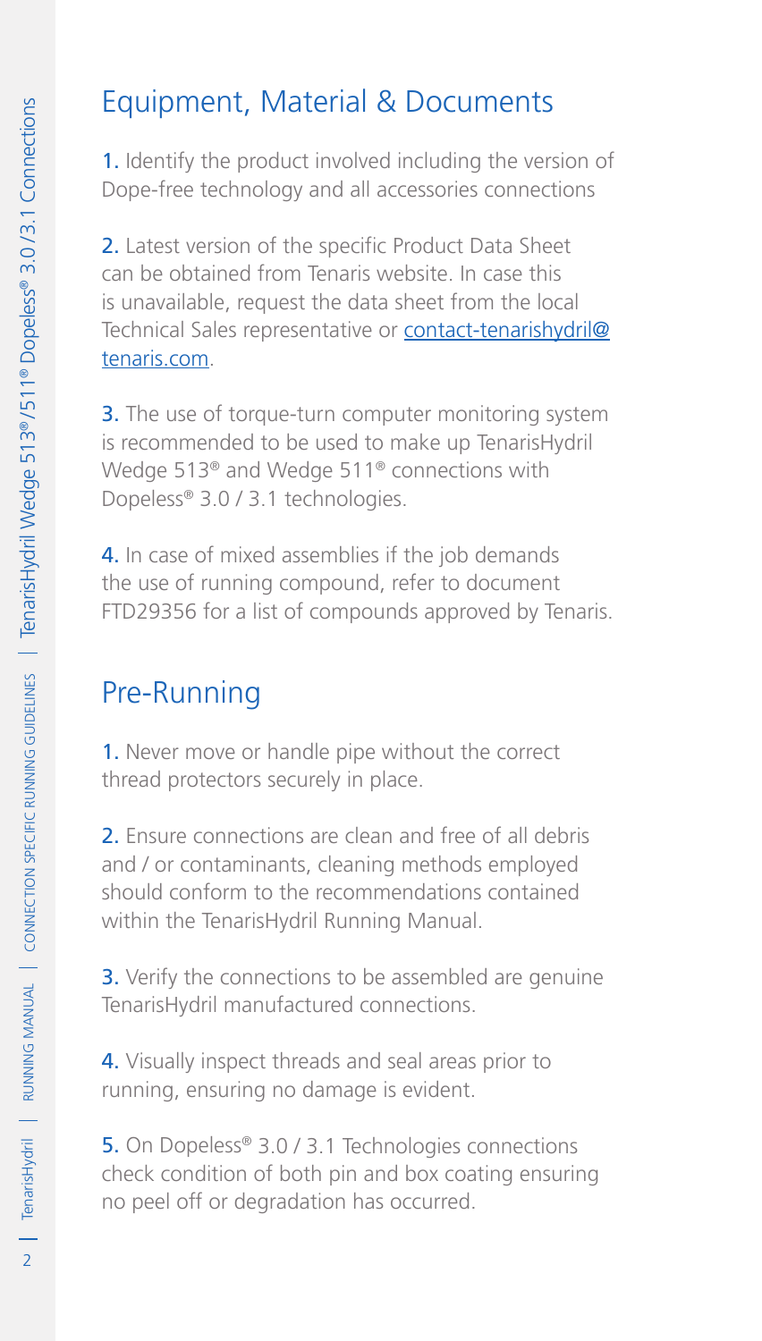## Equipment, Material & Documents

1. Identify the product involved including the version of Dope-free technology and all accessories connections

2. Latest version of the specific Product Data Sheet can be obtained from Tenaris website. In case this is unavailable, request the data sheet from the local Technical Sales representative or contact-tenarishydril@tenaris.com.

3. The use of torque-turn computer monitoring system is recommended to be used to make up TenarisHydril Wedge 513® and Wedge 511® connections with Dopeless® 3.0 / 3.1 technologies.

4. In case of mixed assemblies if the job demands the use of running compound, refer to document FTD29356 for a list of compounds approved by Tenaris.

## Pre-Running

1. Never move or handle pipe without the correct thread protectors securely in place.

2. Ensure connections are clean and free of all debris and / or contaminants, cleaning methods employed should conform to the recommendations contained within the TenarisHydril Running Manual.

3. Verify the connections to be assembled are genuine TenarisHydril manufactured connections.

4. Visually inspect threads and seal areas prior to running, ensuring no damage is evident.

5. On Dopeless® 3.0 / 3.1 Technologies connections check condition of both pin and box coating ensuring no peel off or degradation has occurred.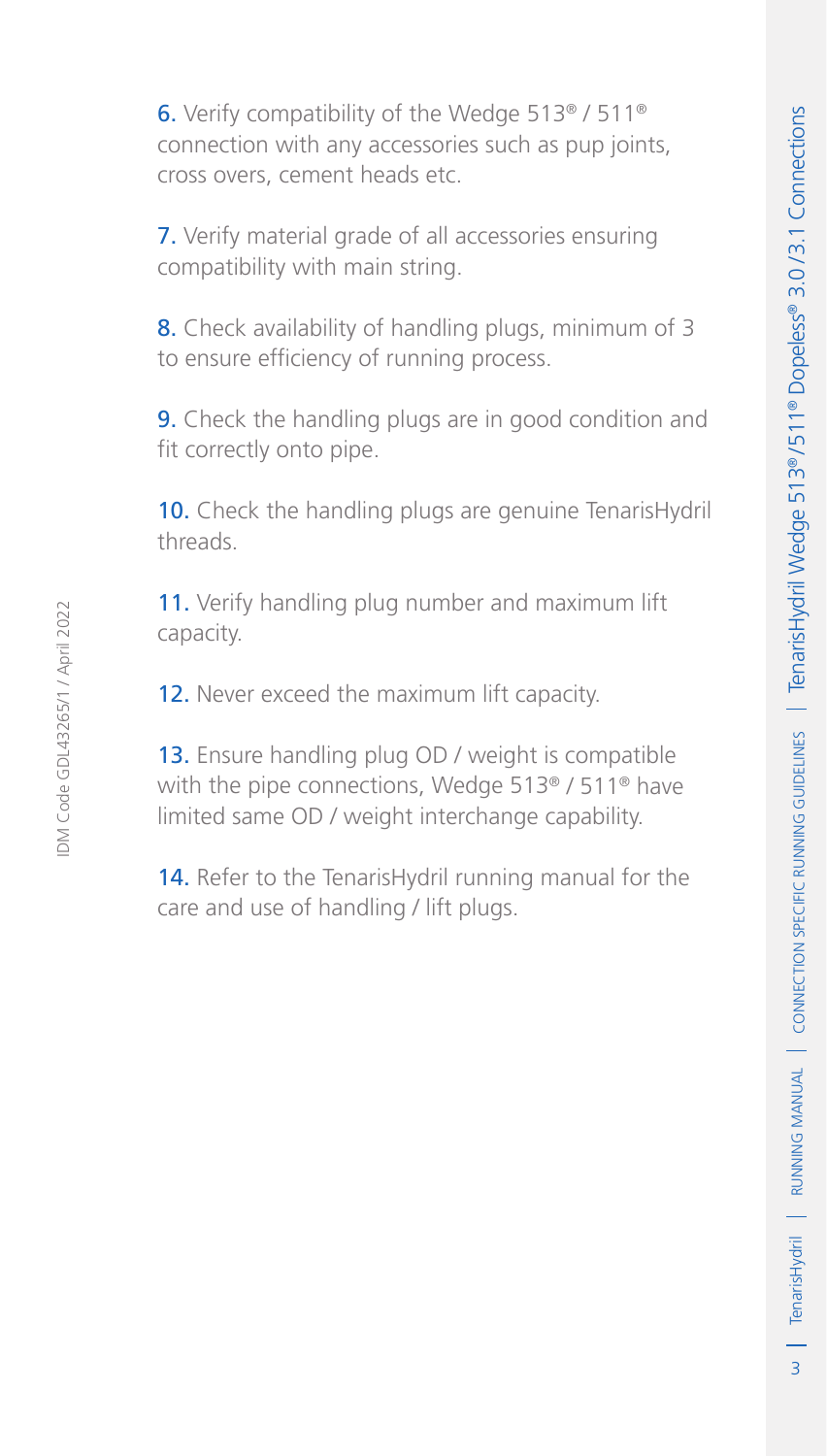6. Verify compatibility of the Wedge 513® / 511® connection with any accessories such as pup joints, cross overs, cement heads etc.

7. Verify material grade of all accessories ensuring compatibility with main string.

8. Check availability of handling plugs, minimum of 3 to ensure efficiency of running process.

9. Check the handling plugs are in good condition and fit correctly onto pipe.

10. Check the handling plugs are genuine TenarisHydril threads.

11. Verify handling plug number and maximum lift capacity.

12. Never exceed the maximum lift capacity.

13. Ensure handling plug OD / weight is compatible with the pipe connections, Wedge 513® / 511® have limited same OD / weight interchange capability.

14. Refer to the TenarisHydril running manual for the care and use of handling / lift plugs.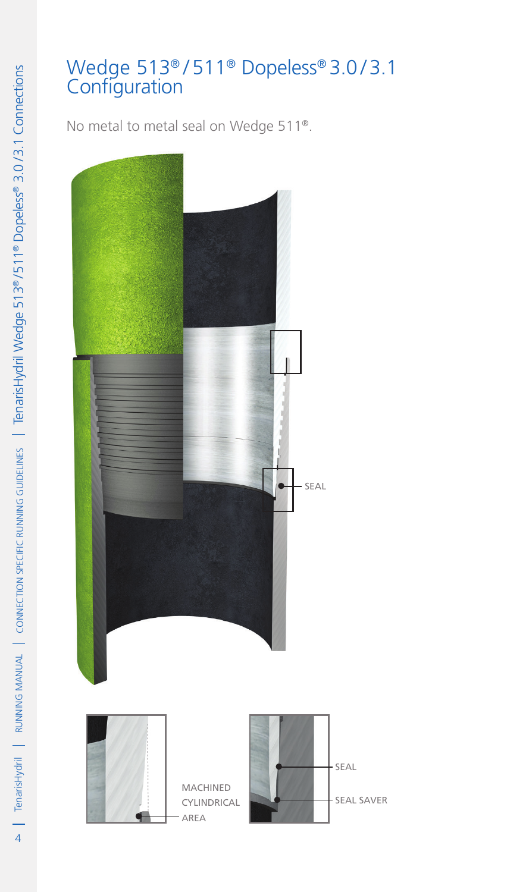# Wedge 513®/511® Dopeless® 3.0/3.1 Configuration

No metal to metal seal on Wedge 511®.

SEAL

MACHINED CYLINDRICAL AREA

SEAL

SEAL SAVER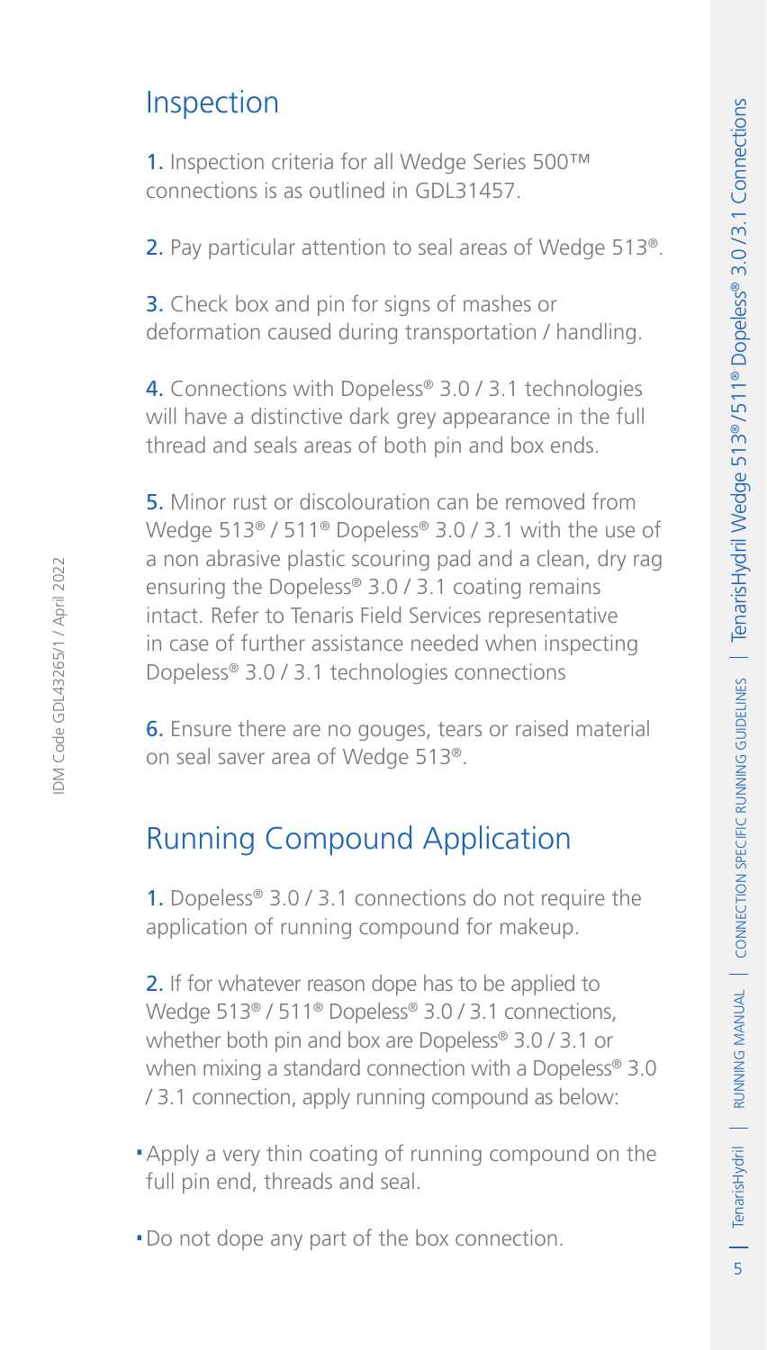## Inspection

1. Inspection criteria for all Wedge Series 500™ connections is as outlined in GDL31457.

2. Pay particular attention to seal areas of Wedge 513®.

3. Check box and pin for signs of mashes or deformation caused during transportation / handling.

4. Connections with Dopeless® 3.0 / 3.1 technologies will have a distinctive dark grey appearance in the full thread and seals areas of both pin and box ends.

5. Minor rust or discolouration can be removed from Wedge 513® / 511® Dopeless® 3.0 / 3.1 with the use of a non abrasive plastic scouring pad and a clean, dry rag ensuring the Dopeless® 3.0 / 3.1 coating remains intact. Refer to Tenaris Field Services representative in case of further assistance needed when inspecting Dopeless® 3.0 / 3.1 technologies connections

6. Ensure there are no gouges, tears or raised material on seal saver area of Wedge 513®.

## Running Compound Application

1. Dopeless® 3.0 / 3.1 connections do not require the application of running compound for makeup.

2. If for whatever reason dope has to be applied to Wedge 513® / 511® Dopeless® 3.0 / 3.1 connections, whether both pin and box are Dopeless® 3.0 / 3.1 or when mixing a standard connection with a Dopeless® 3.0 / 3.1 connection, apply running compound as below:

- Apply a very thin coating of running compound on the full pin end, threads and seal.
- Do not dope any part of the box connection.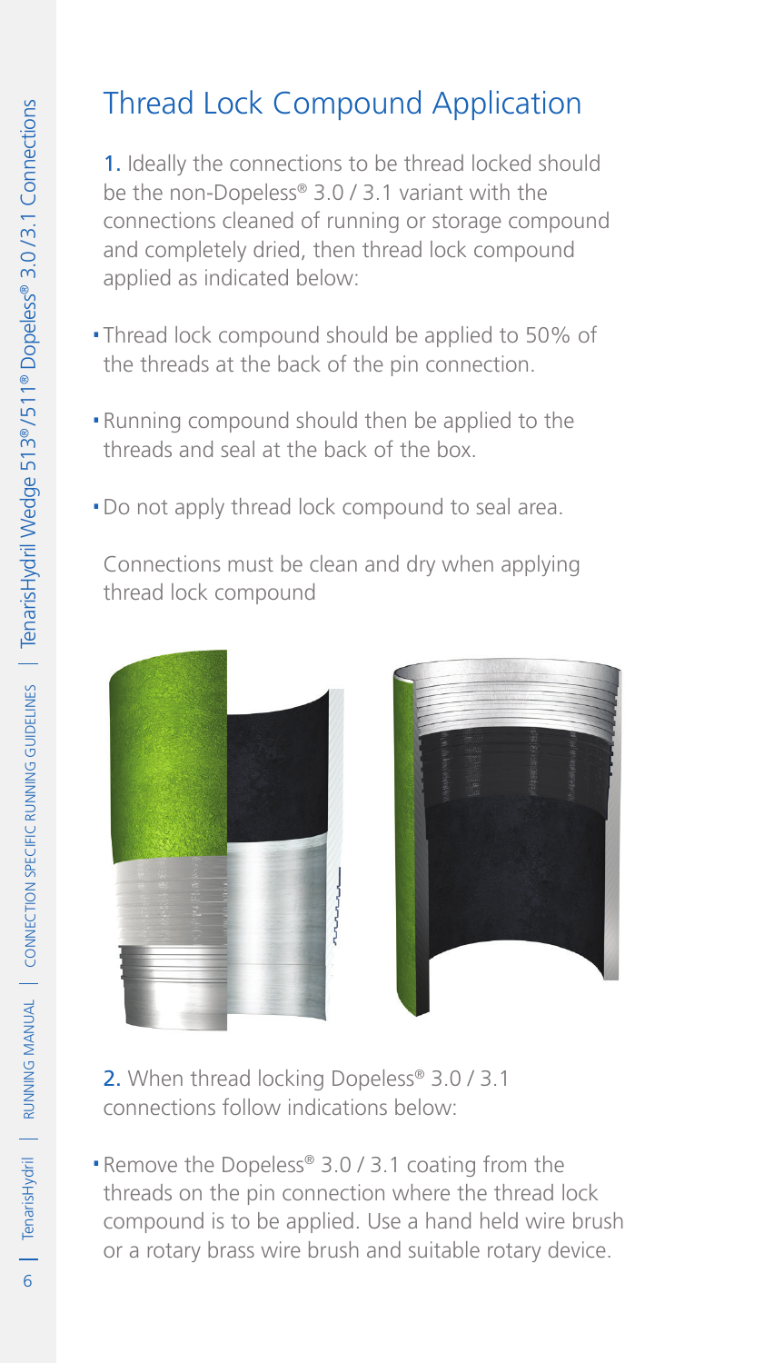# Thread Lock Compound Application

1. Ideally the connections to be thread locked should be the non-Dopeless® 3.0 / 3.1 variant with the connections cleaned of running or storage compound and completely dried, then thread lock compound applied as indicated below:

- Thread lock compound should be applied to 50% of the threads at the back of the pin connection.
- Running compound should then be applied to the threads and seal at the back of the box.
- Do not apply thread lock compound to seal area.

Connections must be clean and dry when applying thread lock compound

2. When thread locking Dopeless® 3.0 / 3.1 connections follow indications below:

- Remove the Dopeless® 3.0 / 3.1 coating from the threads on the pin connection where the thread lock compound is to be applied. Use a hand held wire brush or a rotary brass wire brush and suitable rotary device.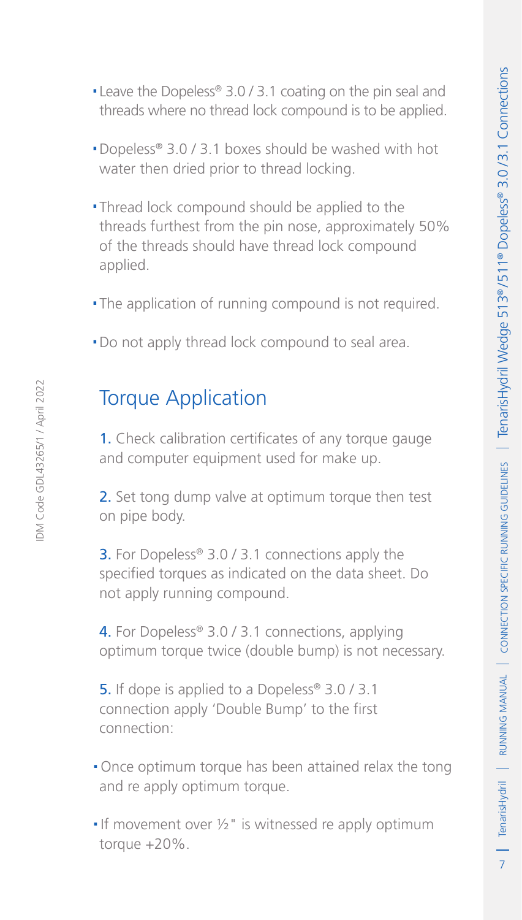- Leave the Dopeless® 3.0 / 3.1 coating on the pin seal and threads where no thread lock compound is to be applied.
- Dopeless® 3.0 / 3.1 boxes should be washed with hot water then dried prior to thread locking.
- Thread lock compound should be applied to the threads furthest from the pin nose, approximately 50% of the threads should have thread lock compound applied.
- The application of running compound is not required.
- Do not apply thread lock compound to seal area.

## Torque Application

1. Check calibration certificates of any torque gauge and computer equipment used for make up.

2. Set tong dump valve at optimum torque then test on pipe body.

3. For Dopeless® 3.0 / 3.1 connections apply the specified torques as indicated on the data sheet. Do not apply running compound.

4. For Dopeless® 3.0 / 3.1 connections, applying optimum torque twice (double bump) is not necessary.

5. If dope is applied to a Dopeless® 3.0 / 3.1 connection apply 'Double Bump' to the first connection:

- Once optimum torque has been attained relax the tong and re apply optimum torque.
- If movement over ½" is witnessed re apply optimum torque +20%.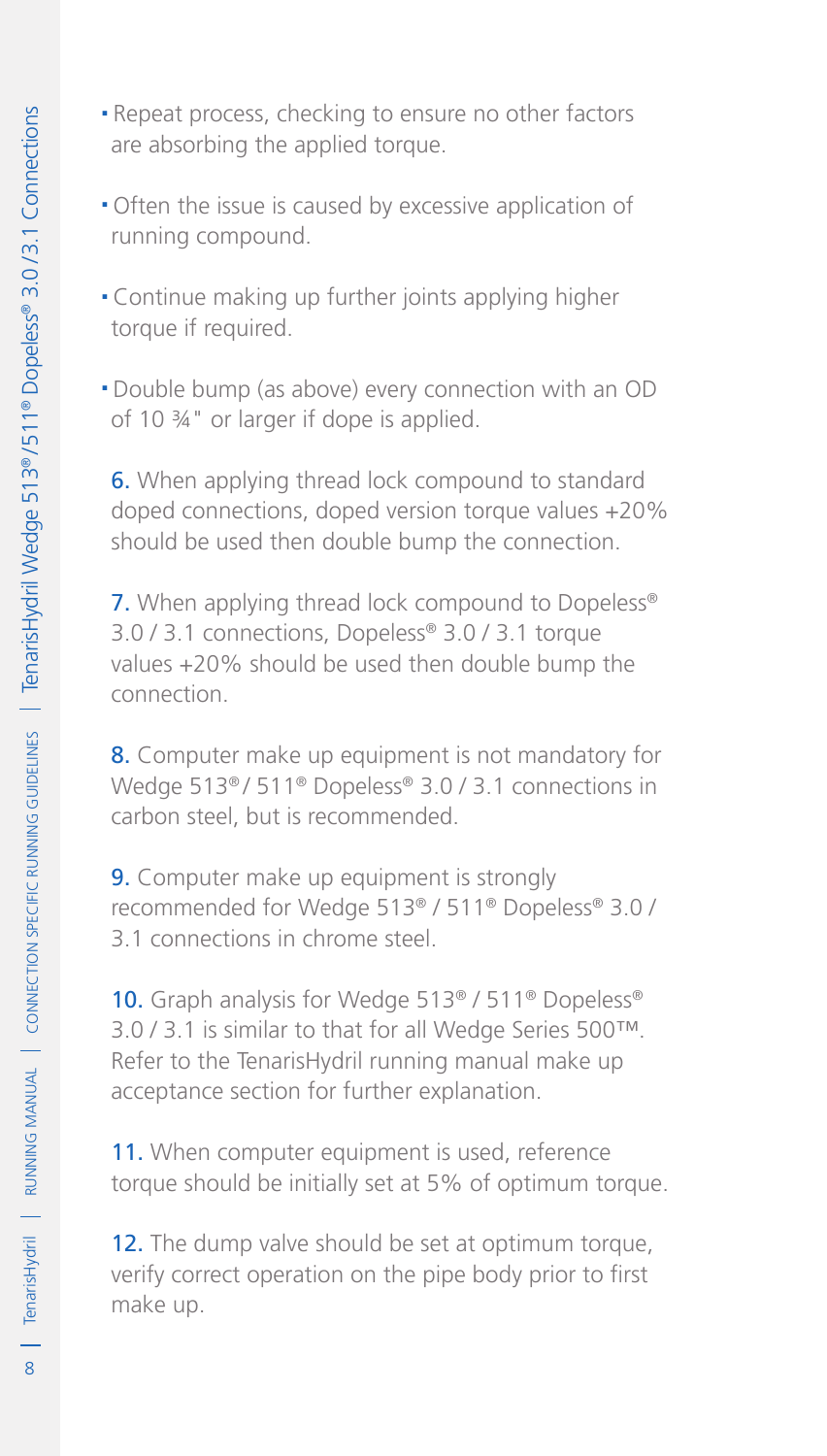- Repeat process, checking to ensure no other factors are absorbing the applied torque.
- Often the issue is caused by excessive application of running compound.
- Continue making up further joints applying higher torque if required.
- Double bump (as above) every connection with an OD of 10 ¾" or larger if dope is applied.

6. When applying thread lock compound to standard doped connections, doped version torque values +20% should be used then double bump the connection.

7. When applying thread lock compound to Dopeless® 3.0 / 3.1 connections, Dopeless® 3.0 / 3.1 torque values +20% should be used then double bump the connection.

8. Computer make up equipment is not mandatory for Wedge 513® / 511® Dopeless® 3.0 / 3.1 connections in carbon steel, but is recommended.

9. Computer make up equipment is strongly recommended for Wedge 513® / 511® Dopeless® 3.0 / 3.1 connections in chrome steel.

10. Graph analysis for Wedge 513® / 511® Dopeless® 3.0 / 3.1 is similar to that for all Wedge Series 500™. Refer to the TenarisHydril running manual make up acceptance section for further explanation.

11. When computer equipment is used, reference torque should be initially set at 5% of optimum torque.

12. The dump valve should be set at optimum torque, verify correct operation on the pipe body prior to first make up.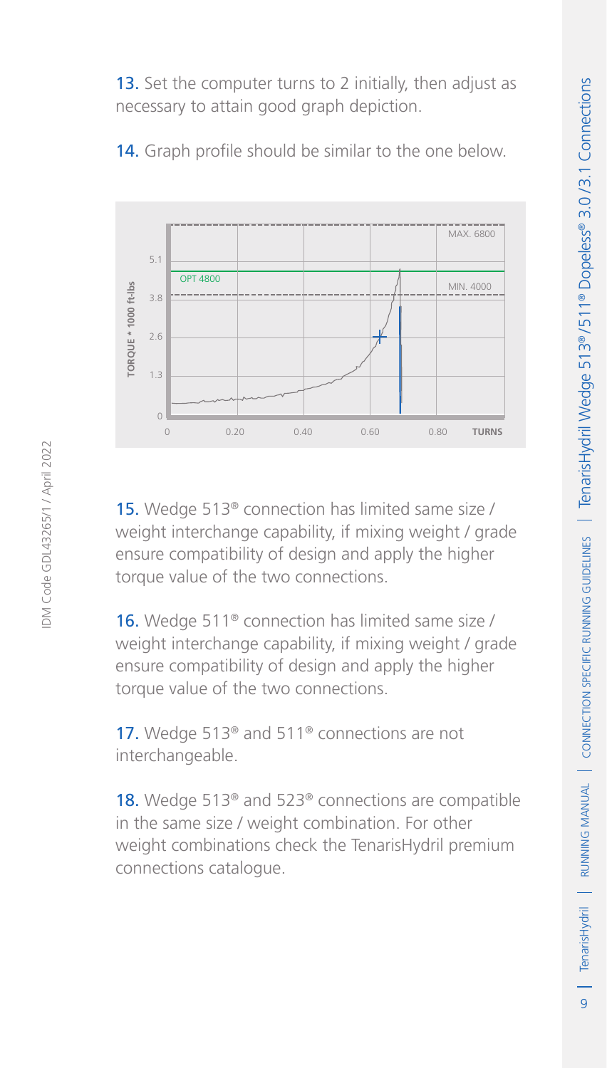13. Set the computer turns to 2 initially, then adjust as necessary to attain good graph depiction.

14. Graph profile should be similar to the one below.

15. Wedge 513® connection has limited same size / weight interchange capability, if mixing weight / grade ensure compatibility of design and apply the higher torque value of the two connections.

16. Wedge 511® connection has limited same size / weight interchange capability, if mixing weight / grade ensure compatibility of design and apply the higher torque value of the two connections.

17. Wedge 513® and 511® connections are not interchangeable.

18. Wedge 513® and 523® connections are compatible in the same size / weight combination. For other weight combinations check the TenarisHydril premium connections catalogue.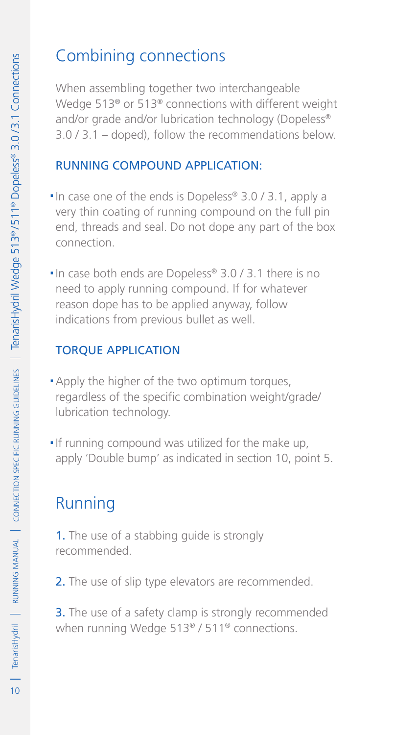## Combining connections

When assembling together two interchangeable Wedge 513® or 513® connections with different weight and/or grade and/or lubrication technology (Dopeless® 3.0 / 3.1 – doped), follow the recommendations below.

### RUNNING COMPOUND APPLICATION:

- In case one of the ends is Dopeless® 3.0 / 3.1, apply a very thin coating of running compound on the full pin end, threads and seal. Do not dope any part of the box connection.
- In case both ends are Dopeless® 3.0 / 3.1 there is no need to apply running compound. If for whatever reason dope has to be applied anyway, follow indications from previous bullet as well.

### TORQUE APPLICATION

- Apply the higher of the two optimum torques, regardless of the specific combination weight/grade/ lubrication technology.
- If running compound was utilized for the make up, apply 'Double bump' as indicated in section 10, point 5.

## Running

1. The use of a stabbing guide is strongly recommended.

2. The use of slip type elevators are recommended.

3. The use of a safety clamp is strongly recommended when running Wedge 513® / 511® connections.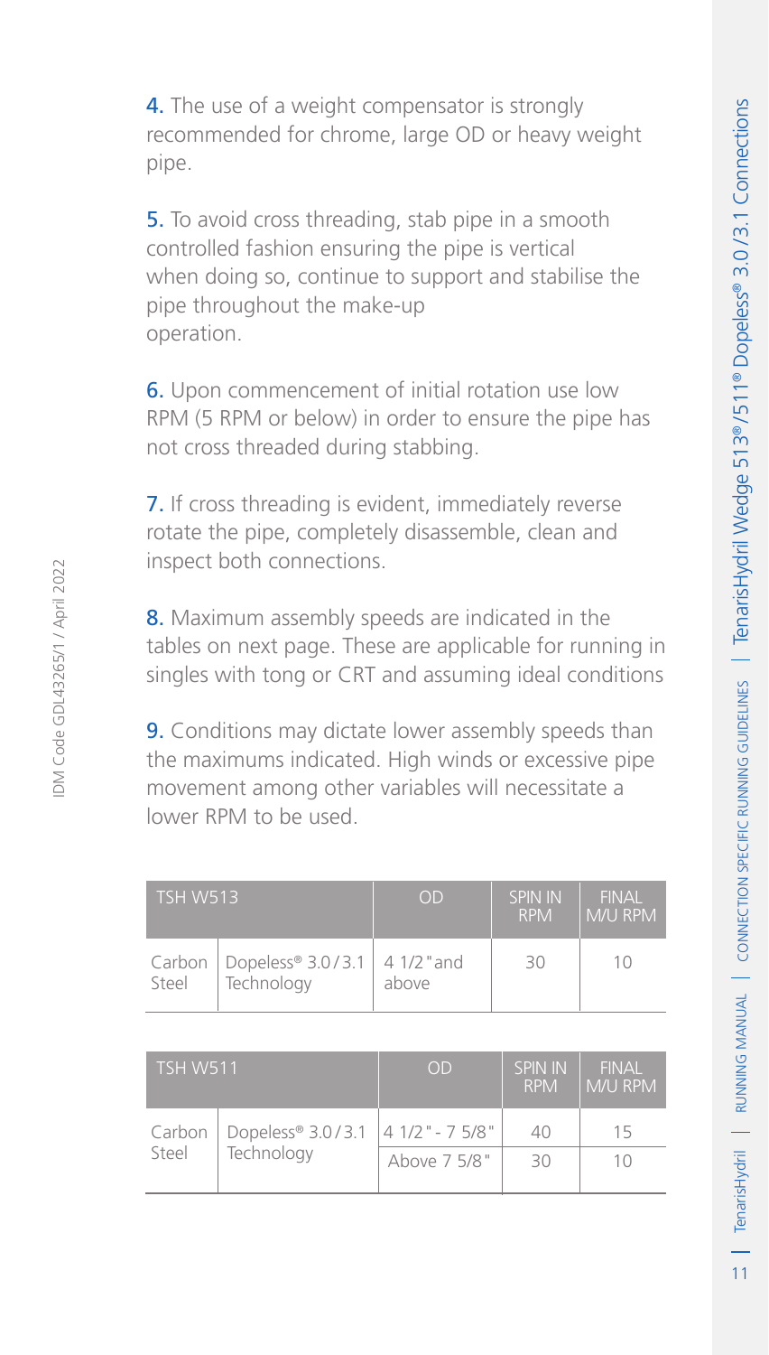4. The use of a weight compensator is strongly recommended for chrome, large OD or heavy weight pipe.

5. To avoid cross threading, stab pipe in a smooth controlled fashion ensuring the pipe is vertical when doing so, continue to support and stabilise the pipe throughout the make-up operation.

6. Upon commencement of initial rotation use low RPM (5 RPM or below) in order to ensure the pipe has not cross threaded during stabbing.

7. If cross threading is evident, immediately reverse rotate the pipe, completely disassemble, clean and inspect both connections.

8. Maximum assembly speeds are indicated in the tables on next page. These are applicable for running in singles with tong or CRT and assuming ideal conditions

9. Conditions may dictate lower assembly speeds than the maximums indicated. High winds or excessive pipe movement among other variables will necessitate a lower RPM to be used.

| TSH W513 | | OD | SPIN IN RPM | FINAL M/U RPM |
|---|---|---|---|---|
| Carbon Steel | Dopeless® 3.0/3.1 Technology | 4 1/2" and above | 30 | 10 |

| TSH W511 | | OD | SPIN IN RPM | FINAL M/U RPM |
|---|---|---|---|---|
| Carbon Steel | Dopeless® 3.0/3.1 Technology | 4 1/2" - 7 5/8" | 40 | 15 |
| | | Above 7 5/8" | 30 | 10 |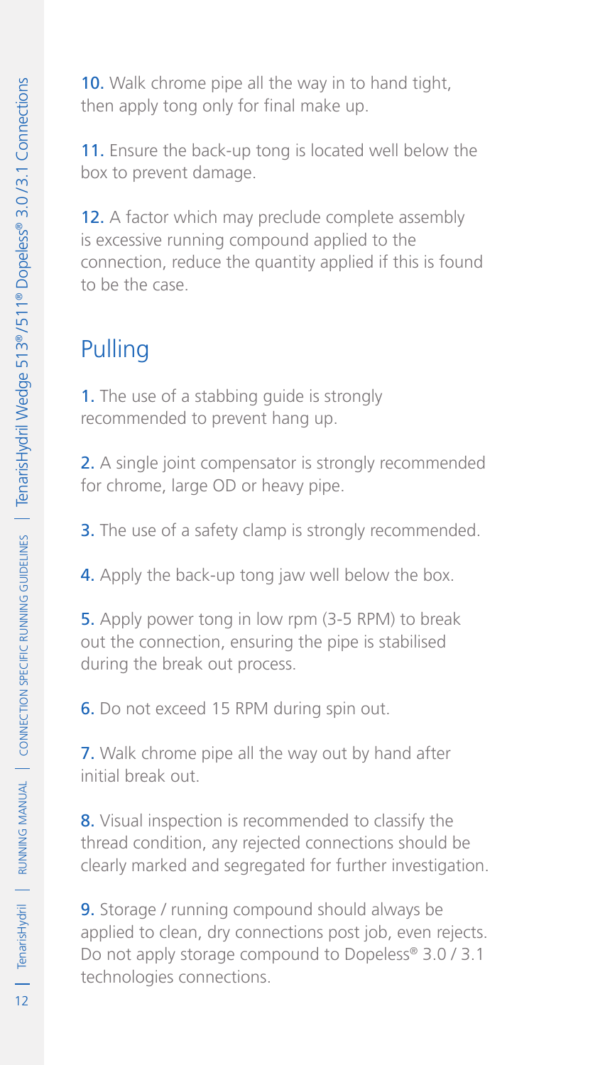10. Walk chrome pipe all the way in to hand tight, then apply tong only for final make up.

11. Ensure the back-up tong is located well below the box to prevent damage.

12. A factor which may preclude complete assembly is excessive running compound applied to the connection, reduce the quantity applied if this is found to be the case.

## Pulling

1. The use of a stabbing guide is strongly recommended to prevent hang up.

2. A single joint compensator is strongly recommended for chrome, large OD or heavy pipe.

3. The use of a safety clamp is strongly recommended.

4. Apply the back-up tong jaw well below the box.

5. Apply power tong in low rpm (3-5 RPM) to break out the connection, ensuring the pipe is stabilised during the break out process.

6. Do not exceed 15 RPM during spin out.

7. Walk chrome pipe all the way out by hand after initial break out.

8. Visual inspection is recommended to classify the thread condition, any rejected connections should be clearly marked and segregated for further investigation.

9. Storage / running compound should always be applied to clean, dry connections post job, even rejects. Do not apply storage compound to Dopeless® 3.0 / 3.1 technologies connections.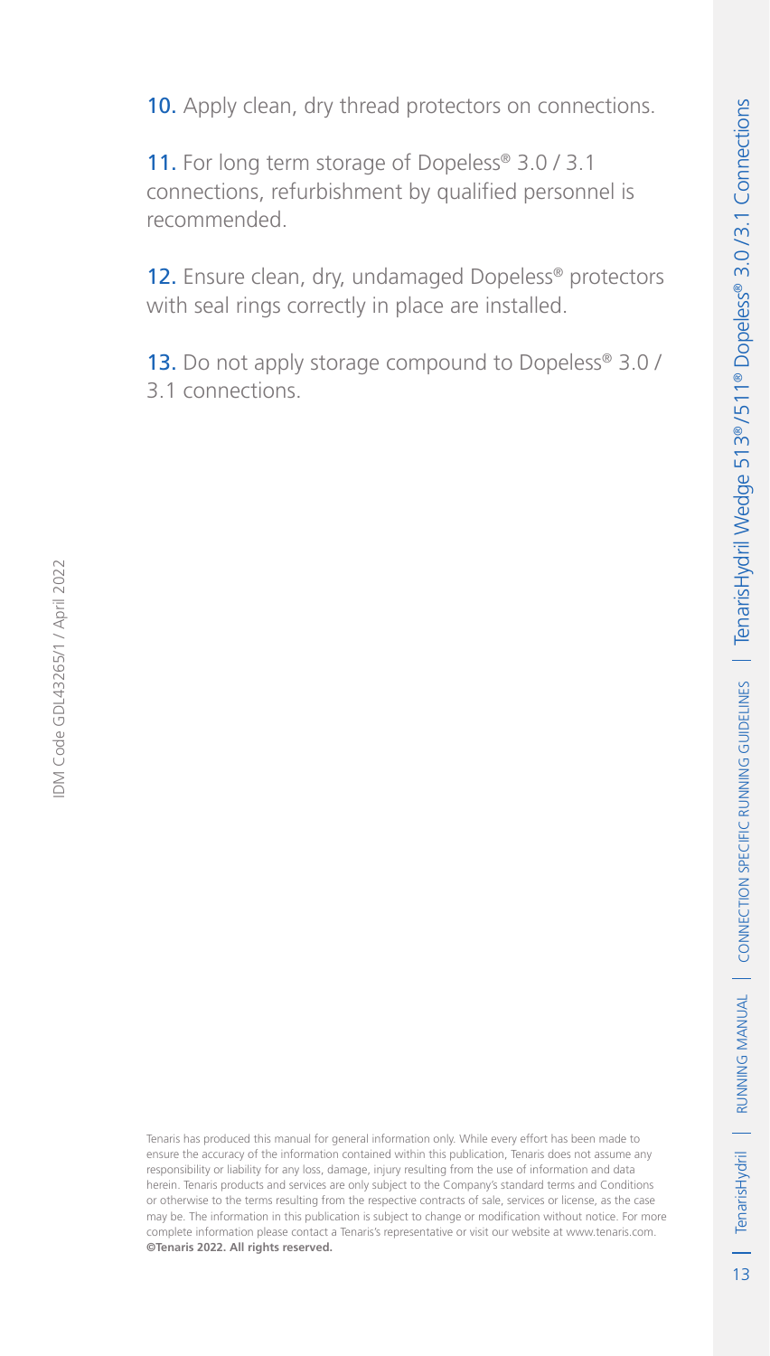10. Apply clean, dry thread protectors on connections.

11. For long term storage of Dopeless® 3.0 / 3.1 connections, refurbishment by qualified personnel is recommended.

12. Ensure clean, dry, undamaged Dopeless® protectors with seal rings correctly in place are installed.

13. Do not apply storage compound to Dopeless® 3.0 / 3.1 connections.

IDM Code GDL43265/1 / April 2022

Tenaris has produced this manual for general information only. While every effort has been made to ensure the accuracy of the information contained within this publication, Tenaris does not assume any responsibility or liability for any loss, damage, injury resulting from the use of information and data herein. Tenaris products and services are only subject to the Company's standard terms and Conditions or otherwise to the terms resulting from the respective contracts of sale, services or license, as the case may be. The information in this publication is subject to change or modification without notice. For more complete information please contact a Tenaris's representative or visit our website at www.tenaris.com.
**©Tenaris 2022. All rights reserved.**